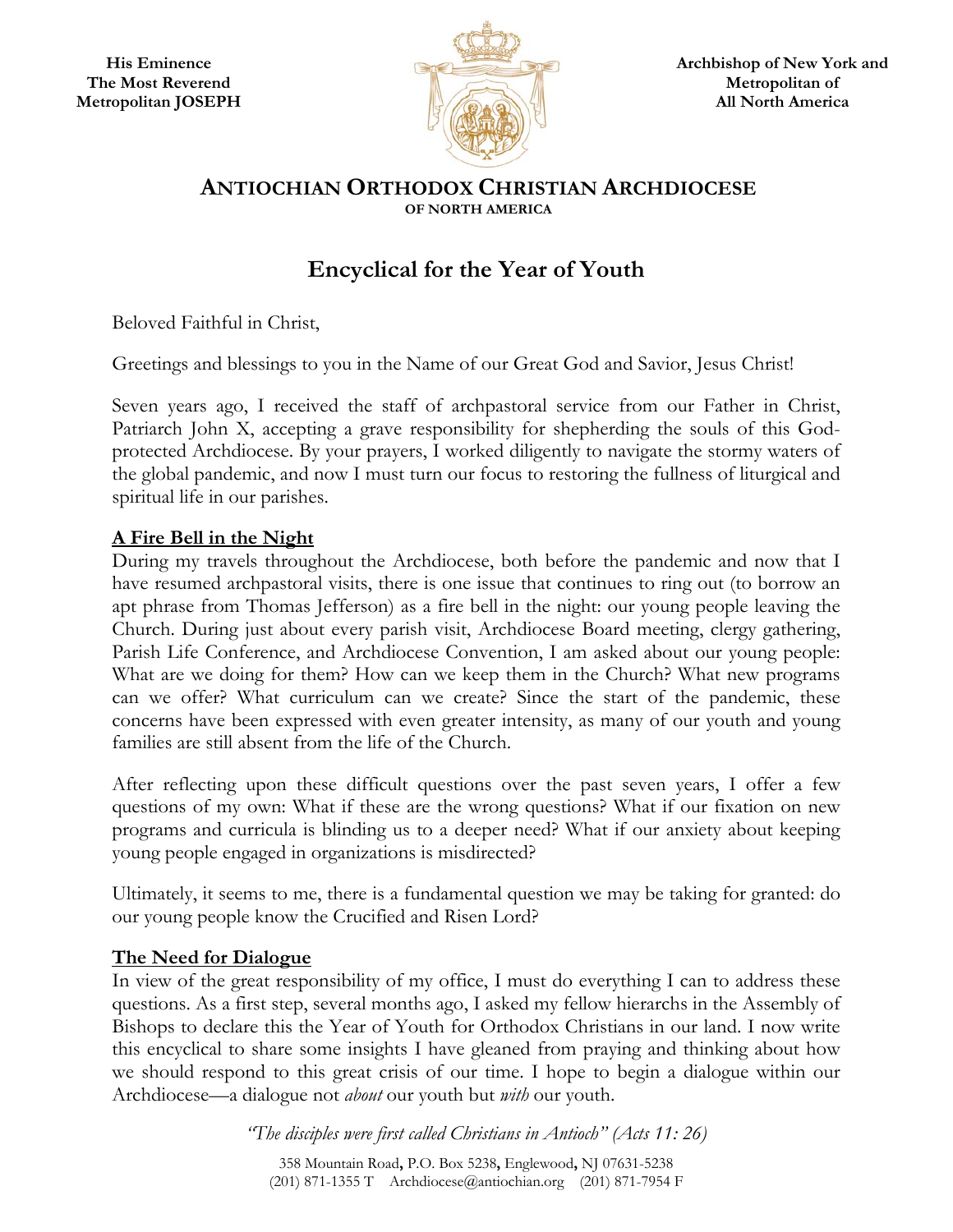**His Eminence**
**The Most Reverend**
**Metropolitan JOSEPH**

**Archbishop of New York and**
**Metropolitan of**
**All North America**

**ANTIOCHIAN ORTHODOX CHRISTIAN ARCHDIOCESE**
**OF NORTH AMERICA**

# Encyclical for the Year of Youth

Beloved Faithful in Christ,

Greetings and blessings to you in the Name of our Great God and Savior, Jesus Christ!

Seven years ago, I received the staff of archpastoral service from our Father in Christ, Patriarch John X, accepting a grave responsibility for shepherding the souls of this God-protected Archdiocese. By your prayers, I worked diligently to navigate the stormy waters of the global pandemic, and now I must turn our focus to restoring the fullness of liturgical and spiritual life in our parishes.

## A Fire Bell in the Night

During my travels throughout the Archdiocese, both before the pandemic and now that I have resumed archpastoral visits, there is one issue that continues to ring out (to borrow an apt phrase from Thomas Jefferson) as a fire bell in the night: our young people leaving the Church. During just about every parish visit, Archdiocese Board meeting, clergy gathering, Parish Life Conference, and Archdiocese Convention, I am asked about our young people: What are we doing for them? How can we keep them in the Church? What new programs can we offer? What curriculum can we create? Since the start of the pandemic, these concerns have been expressed with even greater intensity, as many of our youth and young families are still absent from the life of the Church.

After reflecting upon these difficult questions over the past seven years, I offer a few questions of my own: What if these are the wrong questions? What if our fixation on new programs and curricula is blinding us to a deeper need? What if our anxiety about keeping young people engaged in organizations is misdirected?

Ultimately, it seems to me, there is a fundamental question we may be taking for granted: do our young people know the Crucified and Risen Lord?

## The Need for Dialogue

In view of the great responsibility of my office, I must do everything I can to address these questions. As a first step, several months ago, I asked my fellow hierarchs in the Assembly of Bishops to declare this the Year of Youth for Orthodox Christians in our land. I now write this encyclical to share some insights I have gleaned from praying and thinking about how we should respond to this great crisis of our time. I hope to begin a dialogue within our Archdiocese—a dialogue not *about* our youth but *with* our youth.

*"The disciples were first called Christians in Antioch" (Acts 11: 26)*

358 Mountain Road, P.O. Box 5238, Englewood, NJ 07631-5238
(201) 871-1355 T Archdiocese@antiochian.org (201) 871-7954 F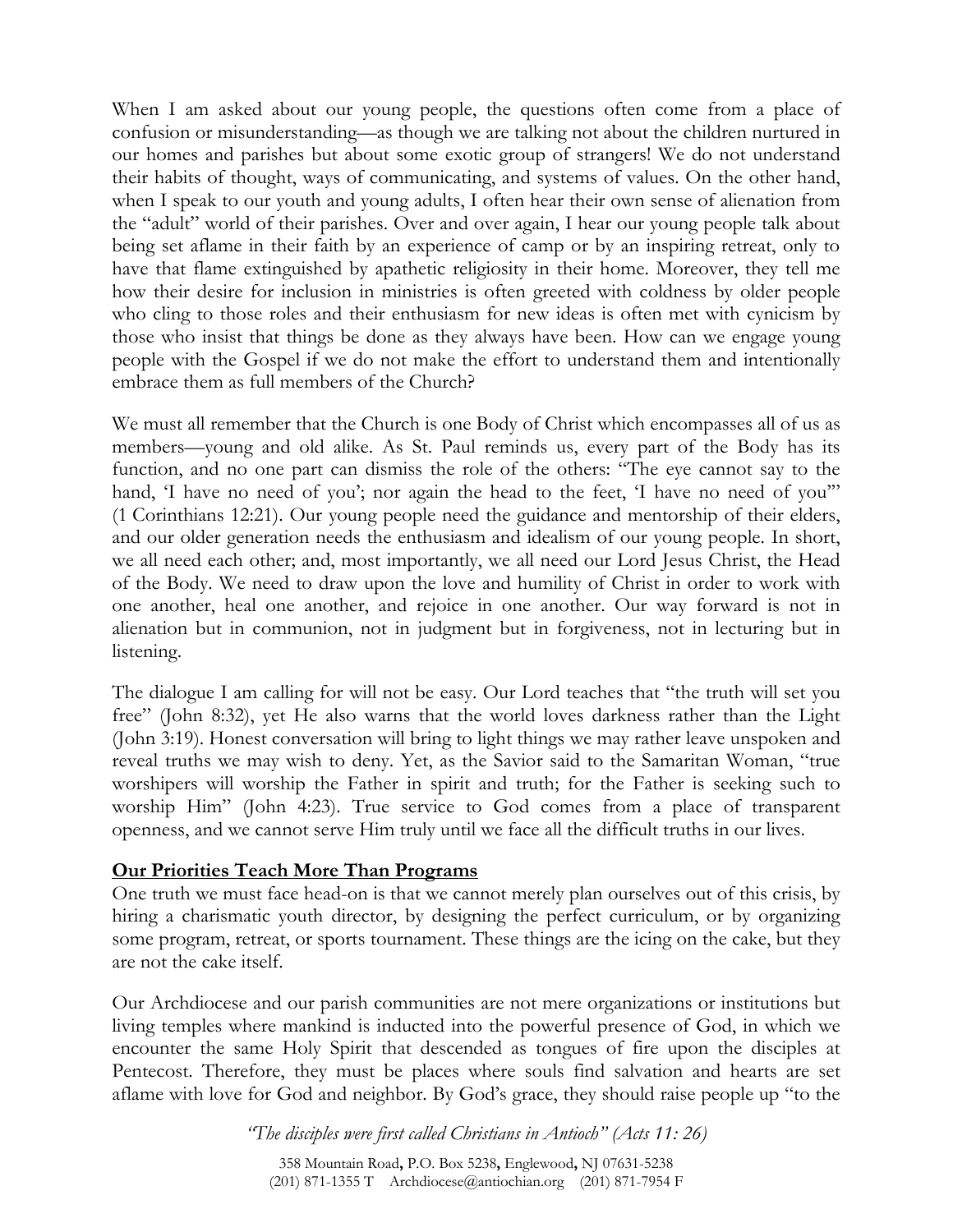When I am asked about our young people, the questions often come from a place of confusion or misunderstanding—as though we are talking not about the children nurtured in our homes and parishes but about some exotic group of strangers! We do not understand their habits of thought, ways of communicating, and systems of values. On the other hand, when I speak to our youth and young adults, I often hear their own sense of alienation from the "adult" world of their parishes. Over and over again, I hear our young people talk about being set aflame in their faith by an experience of camp or by an inspiring retreat, only to have that flame extinguished by apathetic religiosity in their home. Moreover, they tell me how their desire for inclusion in ministries is often greeted with coldness by older people who cling to those roles and their enthusiasm for new ideas is often met with cynicism by those who insist that things be done as they always have been. How can we engage young people with the Gospel if we do not make the effort to understand them and intentionally embrace them as full members of the Church?

We must all remember that the Church is one Body of Christ which encompasses all of us as members—young and old alike. As St. Paul reminds us, every part of the Body has its function, and no one part can dismiss the role of the others: "The eye cannot say to the hand, 'I have no need of you'; nor again the head to the feet, 'I have no need of you'" (1 Corinthians 12:21). Our young people need the guidance and mentorship of their elders, and our older generation needs the enthusiasm and idealism of our young people. In short, we all need each other; and, most importantly, we all need our Lord Jesus Christ, the Head of the Body. We need to draw upon the love and humility of Christ in order to work with one another, heal one another, and rejoice in one another. Our way forward is not in alienation but in communion, not in judgment but in forgiveness, not in lecturing but in listening.

The dialogue I am calling for will not be easy. Our Lord teaches that "the truth will set you free" (John 8:32), yet He also warns that the world loves darkness rather than the Light (John 3:19). Honest conversation will bring to light things we may rather leave unspoken and reveal truths we may wish to deny. Yet, as the Savior said to the Samaritan Woman, "true worshipers will worship the Father in spirit and truth; for the Father is seeking such to worship Him" (John 4:23). True service to God comes from a place of transparent openness, and we cannot serve Him truly until we face all the difficult truths in our lives.

**Our Priorities Teach More Than Programs**

One truth we must face head-on is that we cannot merely plan ourselves out of this crisis, by hiring a charismatic youth director, by designing the perfect curriculum, or by organizing some program, retreat, or sports tournament. These things are the icing on the cake, but they are not the cake itself.

Our Archdiocese and our parish communities are not mere organizations or institutions but living temples where mankind is inducted into the powerful presence of God, in which we encounter the same Holy Spirit that descended as tongues of fire upon the disciples at Pentecost. Therefore, they must be places where souls find salvation and hearts are set aflame with love for God and neighbor. By God's grace, they should raise people up "to the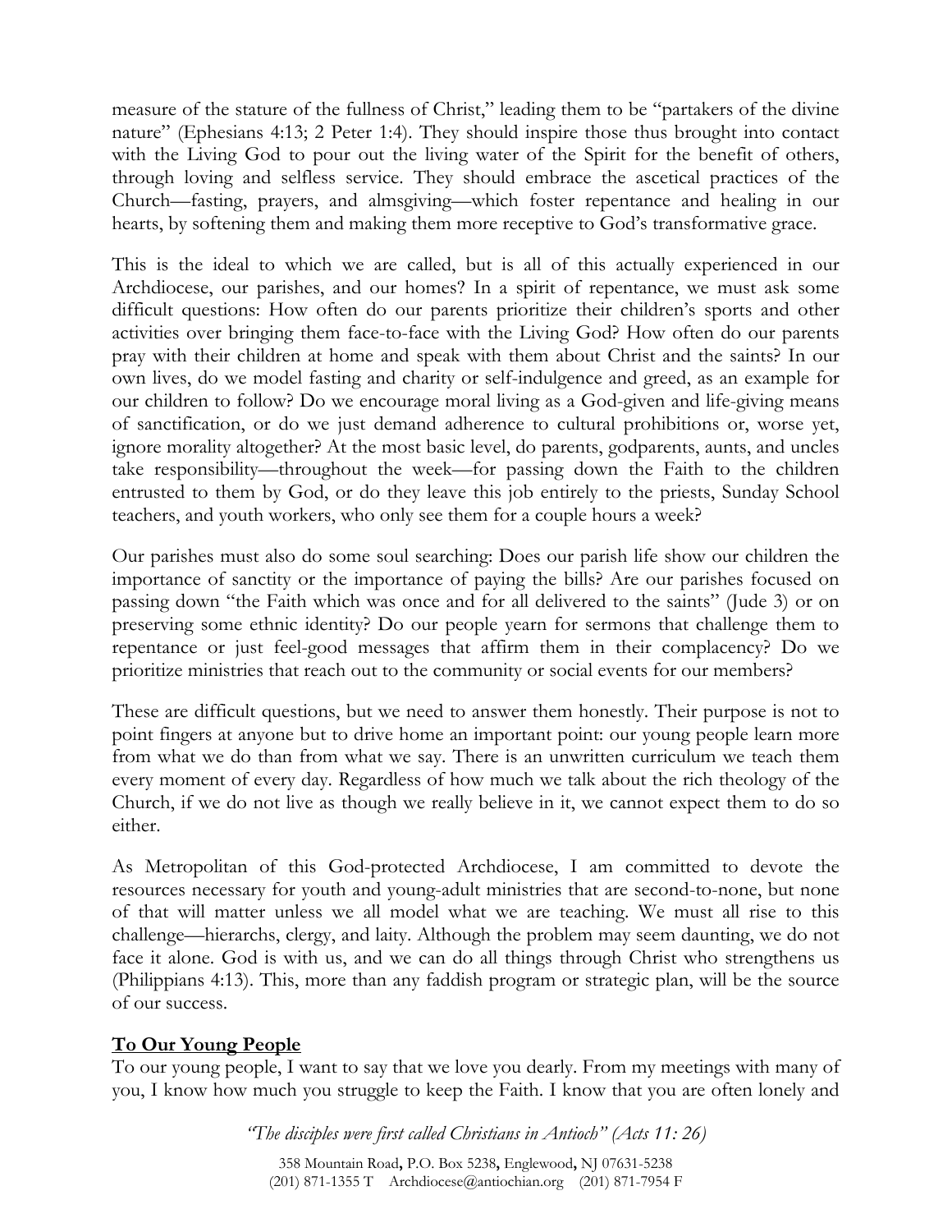measure of the stature of the fullness of Christ," leading them to be "partakers of the divine nature" (Ephesians 4:13; 2 Peter 1:4). They should inspire those thus brought into contact with the Living God to pour out the living water of the Spirit for the benefit of others, through loving and selfless service. They should embrace the ascetical practices of the Church—fasting, prayers, and almsgiving—which foster repentance and healing in our hearts, by softening them and making them more receptive to God's transformative grace.

This is the ideal to which we are called, but is all of this actually experienced in our Archdiocese, our parishes, and our homes? In a spirit of repentance, we must ask some difficult questions: How often do our parents prioritize their children's sports and other activities over bringing them face-to-face with the Living God? How often do our parents pray with their children at home and speak with them about Christ and the saints? In our own lives, do we model fasting and charity or self-indulgence and greed, as an example for our children to follow? Do we encourage moral living as a God-given and life-giving means of sanctification, or do we just demand adherence to cultural prohibitions or, worse yet, ignore morality altogether? At the most basic level, do parents, godparents, aunts, and uncles take responsibility—throughout the week—for passing down the Faith to the children entrusted to them by God, or do they leave this job entirely to the priests, Sunday School teachers, and youth workers, who only see them for a couple hours a week?

Our parishes must also do some soul searching: Does our parish life show our children the importance of sanctity or the importance of paying the bills? Are our parishes focused on passing down "the Faith which was once and for all delivered to the saints" (Jude 3) or on preserving some ethnic identity? Do our people yearn for sermons that challenge them to repentance or just feel-good messages that affirm them in their complacency? Do we prioritize ministries that reach out to the community or social events for our members?

These are difficult questions, but we need to answer them honestly. Their purpose is not to point fingers at anyone but to drive home an important point: our young people learn more from what we do than from what we say. There is an unwritten curriculum we teach them every moment of every day. Regardless of how much we talk about the rich theology of the Church, if we do not live as though we really believe in it, we cannot expect them to do so either.

As Metropolitan of this God-protected Archdiocese, I am committed to devote the resources necessary for youth and young-adult ministries that are second-to-none, but none of that will matter unless we all model what we are teaching. We must all rise to this challenge—hierarchs, clergy, and laity. Although the problem may seem daunting, we do not face it alone. God is with us, and we can do all things through Christ who strengthens us (Philippians 4:13). This, more than any faddish program or strategic plan, will be the source of our success.

**To Our Young People**

To our young people, I want to say that we love you dearly. From my meetings with many of you, I know how much you struggle to keep the Faith. I know that you are often lonely and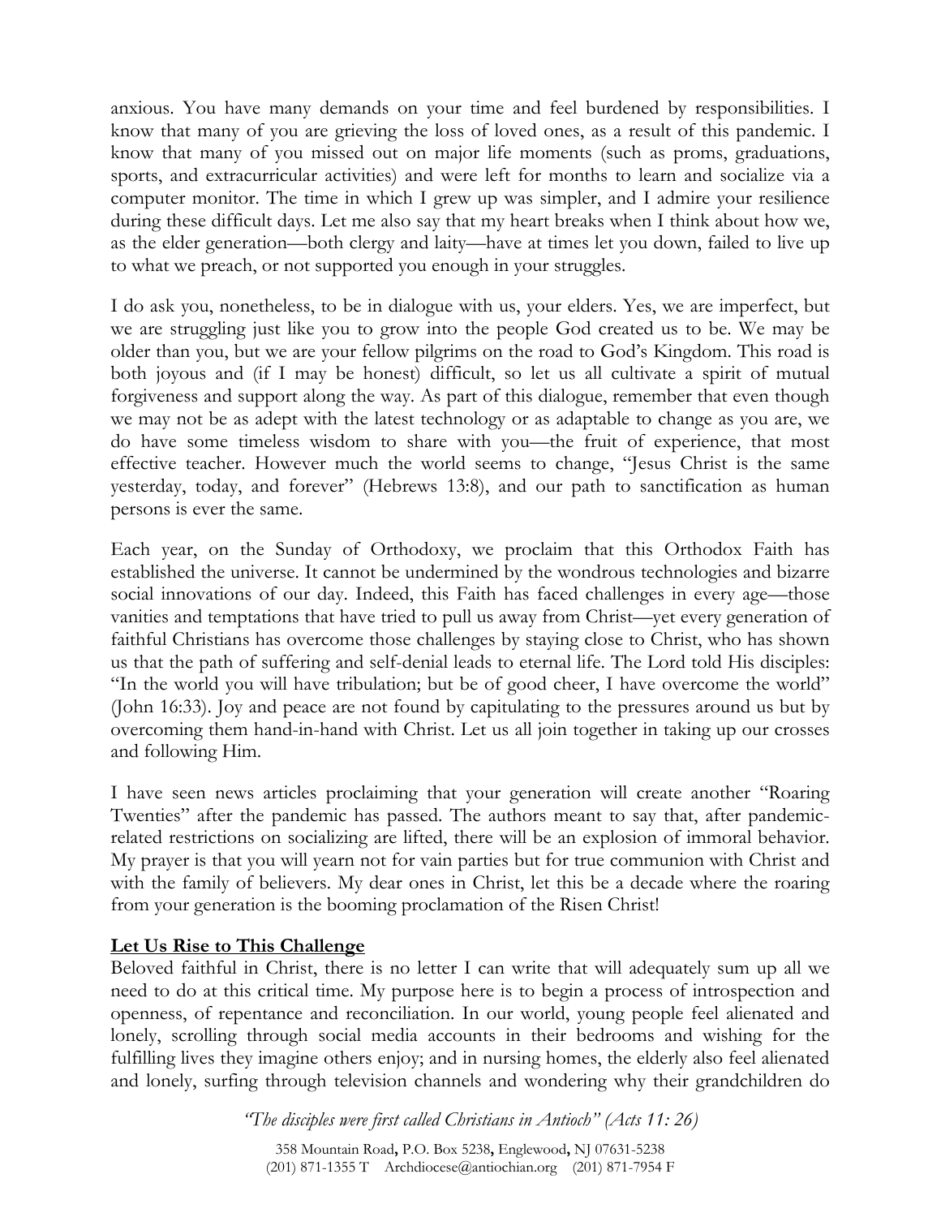anxious. You have many demands on your time and feel burdened by responsibilities. I know that many of you are grieving the loss of loved ones, as a result of this pandemic. I know that many of you missed out on major life moments (such as proms, graduations, sports, and extracurricular activities) and were left for months to learn and socialize via a computer monitor. The time in which I grew up was simpler, and I admire your resilience during these difficult days. Let me also say that my heart breaks when I think about how we, as the elder generation—both clergy and laity—have at times let you down, failed to live up to what we preach, or not supported you enough in your struggles.

I do ask you, nonetheless, to be in dialogue with us, your elders. Yes, we are imperfect, but we are struggling just like you to grow into the people God created us to be. We may be older than you, but we are your fellow pilgrims on the road to God's Kingdom. This road is both joyous and (if I may be honest) difficult, so let us all cultivate a spirit of mutual forgiveness and support along the way. As part of this dialogue, remember that even though we may not be as adept with the latest technology or as adaptable to change as you are, we do have some timeless wisdom to share with you—the fruit of experience, that most effective teacher. However much the world seems to change, "Jesus Christ is the same yesterday, today, and forever" (Hebrews 13:8), and our path to sanctification as human persons is ever the same.

Each year, on the Sunday of Orthodoxy, we proclaim that this Orthodox Faith has established the universe. It cannot be undermined by the wondrous technologies and bizarre social innovations of our day. Indeed, this Faith has faced challenges in every age—those vanities and temptations that have tried to pull us away from Christ—yet every generation of faithful Christians has overcome those challenges by staying close to Christ, who has shown us that the path of suffering and self-denial leads to eternal life. The Lord told His disciples: "In the world you will have tribulation; but be of good cheer, I have overcome the world" (John 16:33). Joy and peace are not found by capitulating to the pressures around us but by overcoming them hand-in-hand with Christ. Let us all join together in taking up our crosses and following Him.

I have seen news articles proclaiming that your generation will create another "Roaring Twenties" after the pandemic has passed. The authors meant to say that, after pandemic-related restrictions on socializing are lifted, there will be an explosion of immoral behavior. My prayer is that you will yearn not for vain parties but for true communion with Christ and with the family of believers. My dear ones in Christ, let this be a decade where the roaring from your generation is the booming proclamation of the Risen Christ!

**Let Us Rise to This Challenge**

Beloved faithful in Christ, there is no letter I can write that will adequately sum up all we need to do at this critical time. My purpose here is to begin a process of introspection and openness, of repentance and reconciliation. In our world, young people feel alienated and lonely, scrolling through social media accounts in their bedrooms and wishing for the fulfilling lives they imagine others enjoy; and in nursing homes, the elderly also feel alienated and lonely, surfing through television channels and wondering why their grandchildren do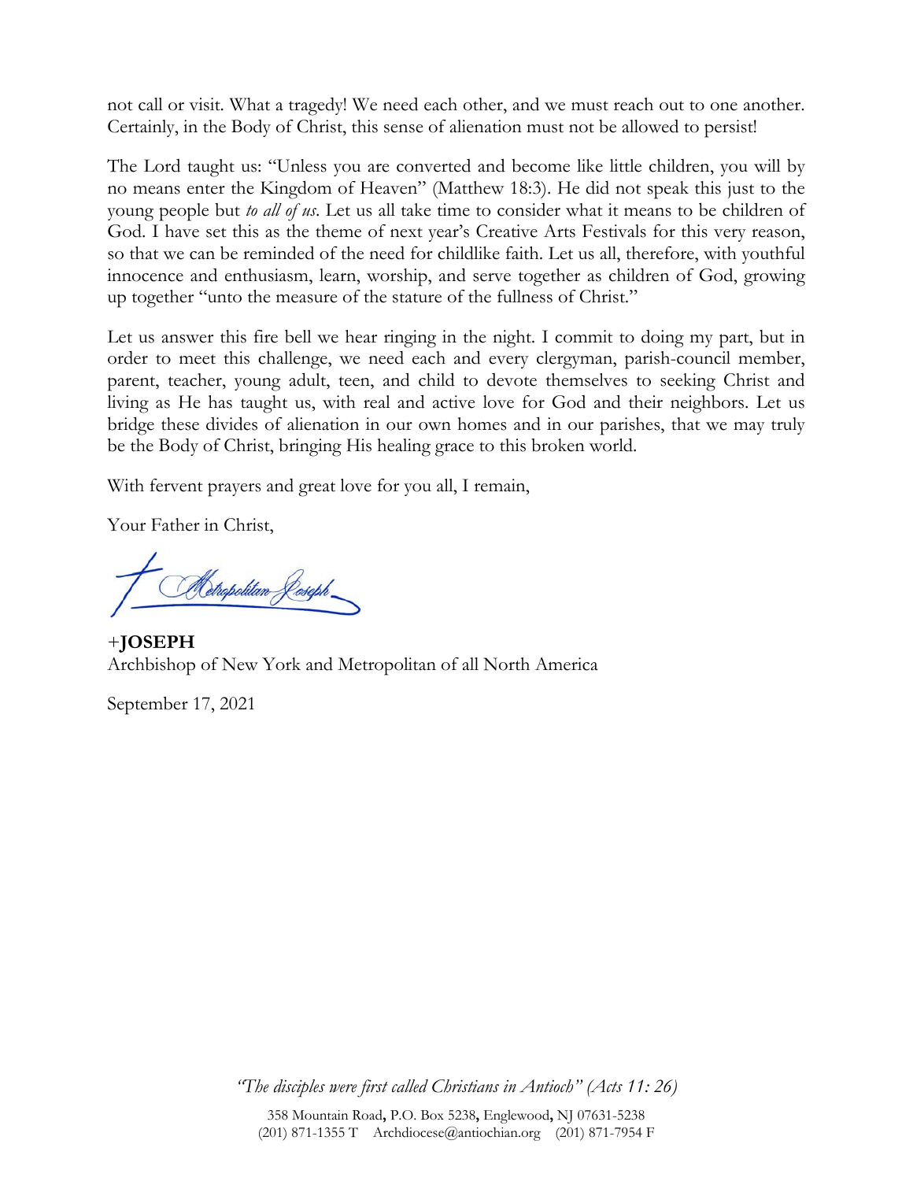not call or visit. What a tragedy! We need each other, and we must reach out to one another. Certainly, in the Body of Christ, this sense of alienation must not be allowed to persist!

The Lord taught us: "Unless you are converted and become like little children, you will by no means enter the Kingdom of Heaven" (Matthew 18:3). He did not speak this just to the young people but *to all of us*. Let us all take time to consider what it means to be children of God. I have set this as the theme of next year's Creative Arts Festivals for this very reason, so that we can be reminded of the need for childlike faith. Let us all, therefore, with youthful innocence and enthusiasm, learn, worship, and serve together as children of God, growing up together "unto the measure of the stature of the fullness of Christ."

Let us answer this fire bell we hear ringing in the night. I commit to doing my part, but in order to meet this challenge, we need each and every clergyman, parish-council member, parent, teacher, young adult, teen, and child to devote themselves to seeking Christ and living as He has taught us, with real and active love for God and their neighbors. Let us bridge these divides of alienation in our own homes and in our parishes, that we may truly be the Body of Christ, bringing His healing grace to this broken world.

With fervent prayers and great love for you all, I remain,

Your Father in Christ,

+Metropolitan Joseph

**+JOSEPH**
Archbishop of New York and Metropolitan of all North America

September 17, 2021

*"The disciples were first called Christians in Antioch" (Acts 11: 26)*

358 Mountain Road, P.O. Box 5238, Englewood, NJ 07631-5238
(201) 871-1355 T Archdiocese@antiochian.org (201) 871-7954 F